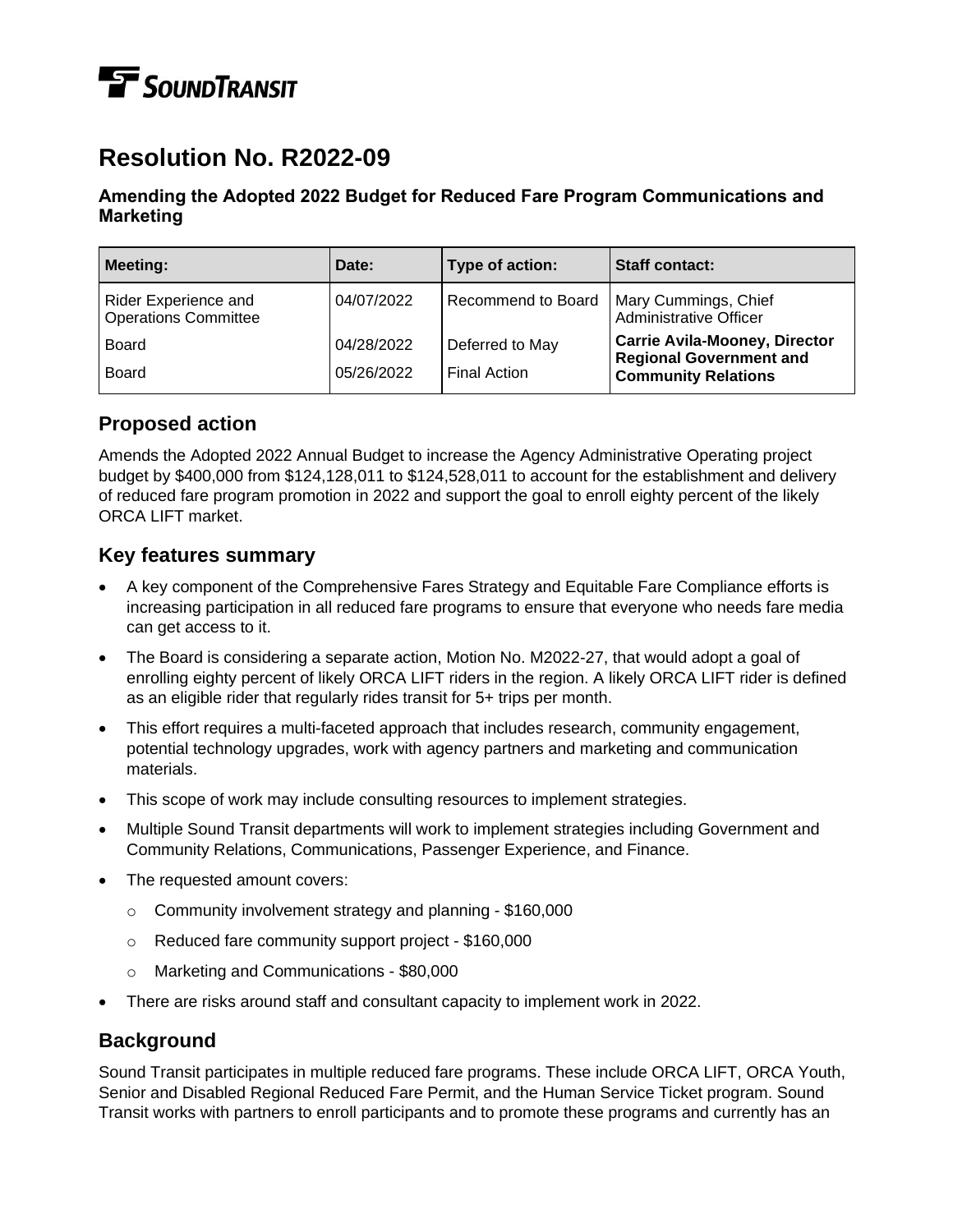# Resolution No. R2022-09

### Amending the Adopted 2022 Budget for Reduced Fare Program Communications and Marketing

| Meeting: | Date: | Type of action: | Staff contact: |
| --- | --- | --- | --- |
| Rider Experience and Operations Committee | 04/07/2022 | Recommend to Board | Mary Cummings, Chief Administrative Officer |
| Board | 04/28/2022 | Deferred to May | **Carrie Avila-Mooney, Director Regional Government and Community Relations** |
| Board | 05/26/2022 | Final Action | |

## Proposed action

Amends the Adopted 2022 Annual Budget to increase the Agency Administrative Operating project budget by $400,000 from $124,128,011 to $124,528,011 to account for the establishment and delivery of reduced fare program promotion in 2022 and support the goal to enroll eighty percent of the likely ORCA LIFT market.

## Key features summary

- A key component of the Comprehensive Fares Strategy and Equitable Fare Compliance efforts is increasing participation in all reduced fare programs to ensure that everyone who needs fare media can get access to it.
- The Board is considering a separate action, Motion No. M2022-27, that would adopt a goal of enrolling eighty percent of likely ORCA LIFT riders in the region. A likely ORCA LIFT rider is defined as an eligible rider that regularly rides transit for 5+ trips per month.
- This effort requires a multi-faceted approach that includes research, community engagement, potential technology upgrades, work with agency partners and marketing and communication materials.
- This scope of work may include consulting resources to implement strategies.
- Multiple Sound Transit departments will work to implement strategies including Government and Community Relations, Communications, Passenger Experience, and Finance.
- The requested amount covers:
  - Community involvement strategy and planning - $160,000
  - Reduced fare community support project - $160,000
  - Marketing and Communications - $80,000
- There are risks around staff and consultant capacity to implement work in 2022.

## Background

Sound Transit participates in multiple reduced fare programs. These include ORCA LIFT, ORCA Youth, Senior and Disabled Regional Reduced Fare Permit, and the Human Service Ticket program. Sound Transit works with partners to enroll participants and to promote these programs and currently has an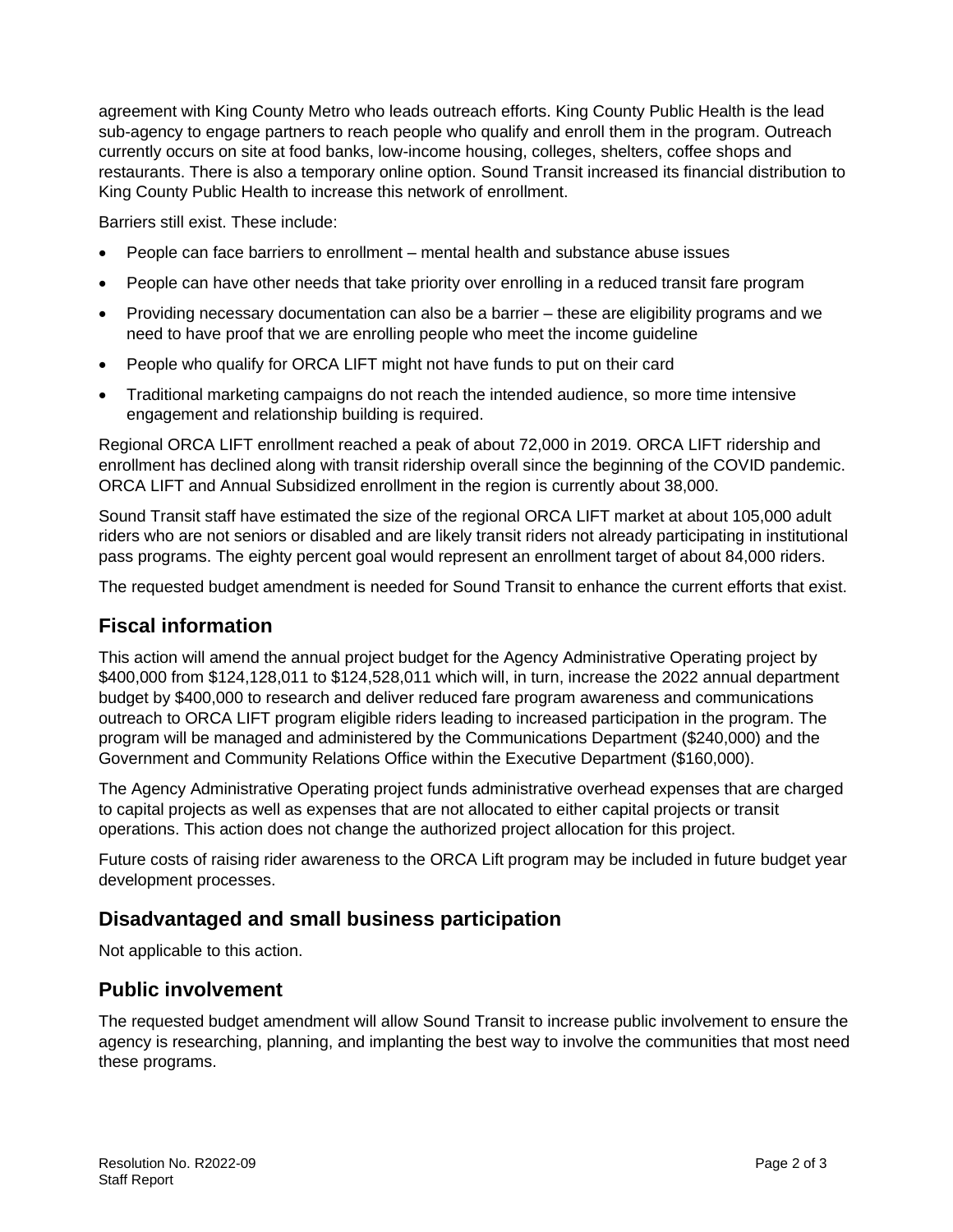agreement with King County Metro who leads outreach efforts. King County Public Health is the lead sub-agency to engage partners to reach people who qualify and enroll them in the program. Outreach currently occurs on site at food banks, low-income housing, colleges, shelters, coffee shops and restaurants. There is also a temporary online option. Sound Transit increased its financial distribution to King County Public Health to increase this network of enrollment.

Barriers still exist. These include:

- People can face barriers to enrollment – mental health and substance abuse issues
- People can have other needs that take priority over enrolling in a reduced transit fare program
- Providing necessary documentation can also be a barrier – these are eligibility programs and we need to have proof that we are enrolling people who meet the income guideline
- People who qualify for ORCA LIFT might not have funds to put on their card
- Traditional marketing campaigns do not reach the intended audience, so more time intensive engagement and relationship building is required.

Regional ORCA LIFT enrollment reached a peak of about 72,000 in 2019. ORCA LIFT ridership and enrollment has declined along with transit ridership overall since the beginning of the COVID pandemic. ORCA LIFT and Annual Subsidized enrollment in the region is currently about 38,000.

Sound Transit staff have estimated the size of the regional ORCA LIFT market at about 105,000 adult riders who are not seniors or disabled and are likely transit riders not already participating in institutional pass programs. The eighty percent goal would represent an enrollment target of about 84,000 riders.

The requested budget amendment is needed for Sound Transit to enhance the current efforts that exist.

## Fiscal information

This action will amend the annual project budget for the Agency Administrative Operating project by $400,000 from $124,128,011 to $124,528,011 which will, in turn, increase the 2022 annual department budget by $400,000 to research and deliver reduced fare program awareness and communications outreach to ORCA LIFT program eligible riders leading to increased participation in the program. The program will be managed and administered by the Communications Department ($240,000) and the Government and Community Relations Office within the Executive Department ($160,000).

The Agency Administrative Operating project funds administrative overhead expenses that are charged to capital projects as well as expenses that are not allocated to either capital projects or transit operations. This action does not change the authorized project allocation for this project.

Future costs of raising rider awareness to the ORCA Lift program may be included in future budget year development processes.

## Disadvantaged and small business participation

Not applicable to this action.

## Public involvement

The requested budget amendment will allow Sound Transit to increase public involvement to ensure the agency is researching, planning, and implanting the best way to involve the communities that most need these programs.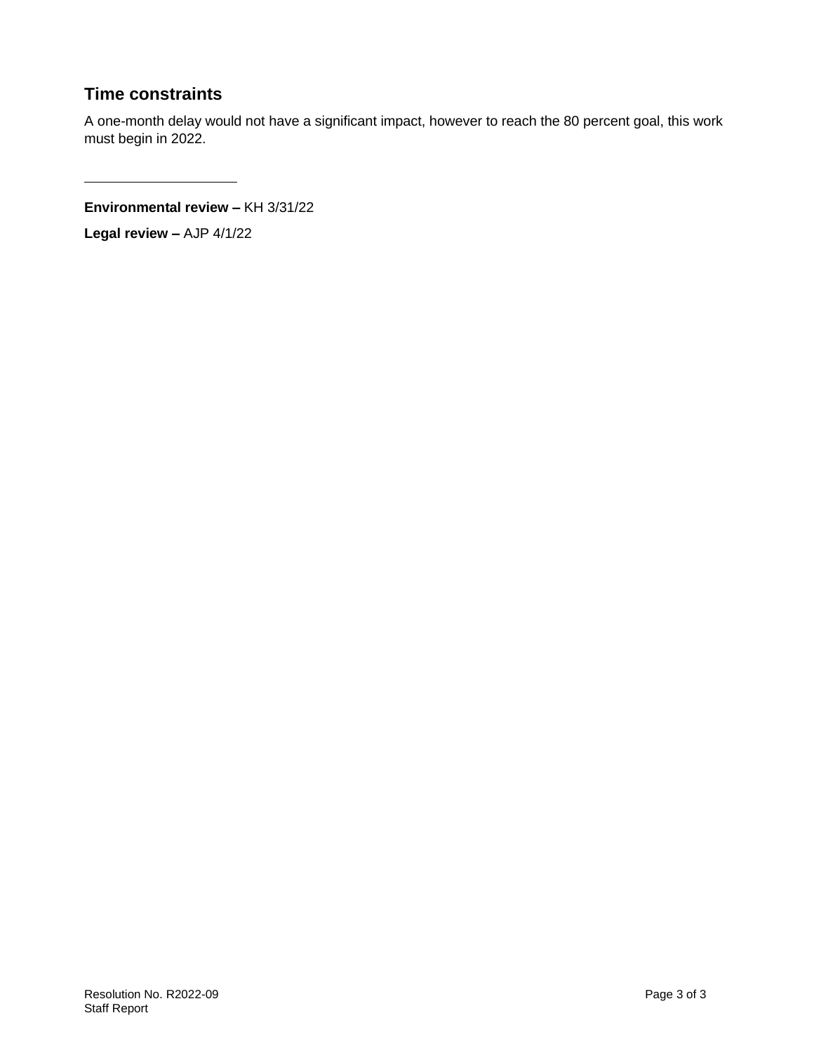## Time constraints

A one-month delay would not have a significant impact, however to reach the 80 percent goal, this work must begin in 2022.

---

**Environmental review –** KH 3/31/22

**Legal review –** AJP 4/1/22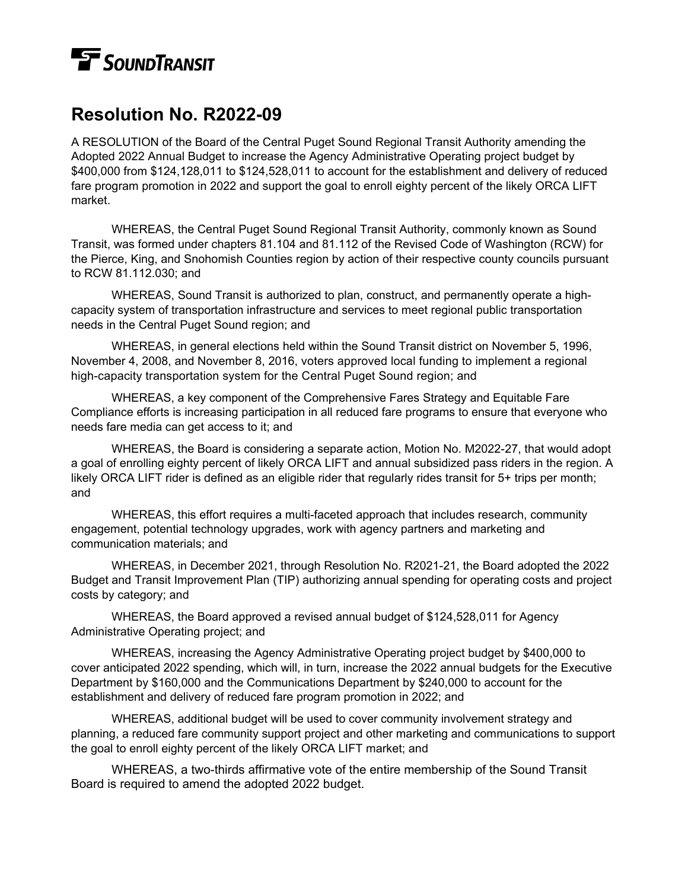SOUNDTRANSIT

# Resolution No. R2022-09

A RESOLUTION of the Board of the Central Puget Sound Regional Transit Authority amending the Adopted 2022 Annual Budget to increase the Agency Administrative Operating project budget by $400,000 from $124,128,011 to $124,528,011 to account for the establishment and delivery of reduced fare program promotion in 2022 and support the goal to enroll eighty percent of the likely ORCA LIFT market.

WHEREAS, the Central Puget Sound Regional Transit Authority, commonly known as Sound Transit, was formed under chapters 81.104 and 81.112 of the Revised Code of Washington (RCW) for the Pierce, King, and Snohomish Counties region by action of their respective county councils pursuant to RCW 81.112.030; and

WHEREAS, Sound Transit is authorized to plan, construct, and permanently operate a high-capacity system of transportation infrastructure and services to meet regional public transportation needs in the Central Puget Sound region; and

WHEREAS, in general elections held within the Sound Transit district on November 5, 1996, November 4, 2008, and November 8, 2016, voters approved local funding to implement a regional high-capacity transportation system for the Central Puget Sound region; and

WHEREAS, a key component of the Comprehensive Fares Strategy and Equitable Fare Compliance efforts is increasing participation in all reduced fare programs to ensure that everyone who needs fare media can get access to it; and

WHEREAS, the Board is considering a separate action, Motion No. M2022-27, that would adopt a goal of enrolling eighty percent of likely ORCA LIFT and annual subsidized pass riders in the region. A likely ORCA LIFT rider is defined as an eligible rider that regularly rides transit for 5+ trips per month; and

WHEREAS, this effort requires a multi-faceted approach that includes research, community engagement, potential technology upgrades, work with agency partners and marketing and communication materials; and

WHEREAS, in December 2021, through Resolution No. R2021-21, the Board adopted the 2022 Budget and Transit Improvement Plan (TIP) authorizing annual spending for operating costs and project costs by category; and

WHEREAS, the Board approved a revised annual budget of $124,528,011 for Agency Administrative Operating project; and

WHEREAS, increasing the Agency Administrative Operating project budget by $400,000 to cover anticipated 2022 spending, which will, in turn, increase the 2022 annual budgets for the Executive Department by $160,000 and the Communications Department by $240,000 to account for the establishment and delivery of reduced fare program promotion in 2022; and

WHEREAS, additional budget will be used to cover community involvement strategy and planning, a reduced fare community support project and other marketing and communications to support the goal to enroll eighty percent of the likely ORCA LIFT market; and

WHEREAS, a two-thirds affirmative vote of the entire membership of the Sound Transit Board is required to amend the adopted 2022 budget.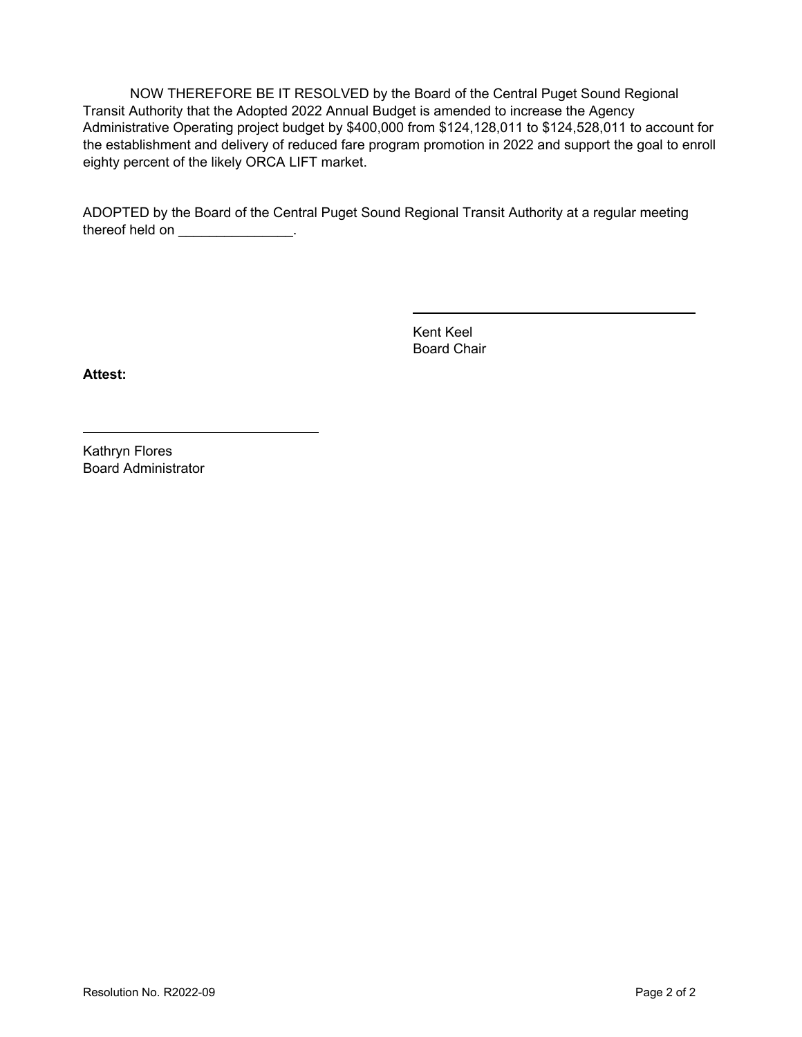NOW THEREFORE BE IT RESOLVED by the Board of the Central Puget Sound Regional Transit Authority that the Adopted 2022 Annual Budget is amended to increase the Agency Administrative Operating project budget by $400,000 from $124,128,011 to $124,528,011 to account for the establishment and delivery of reduced fare program promotion in 2022 and support the goal to enroll eighty percent of the likely ORCA LIFT market.

ADOPTED by the Board of the Central Puget Sound Regional Transit Authority at a regular meeting thereof held on _______________.

Kent Keel
Board Chair

**Attest:**

Kathryn Flores
Board Administrator